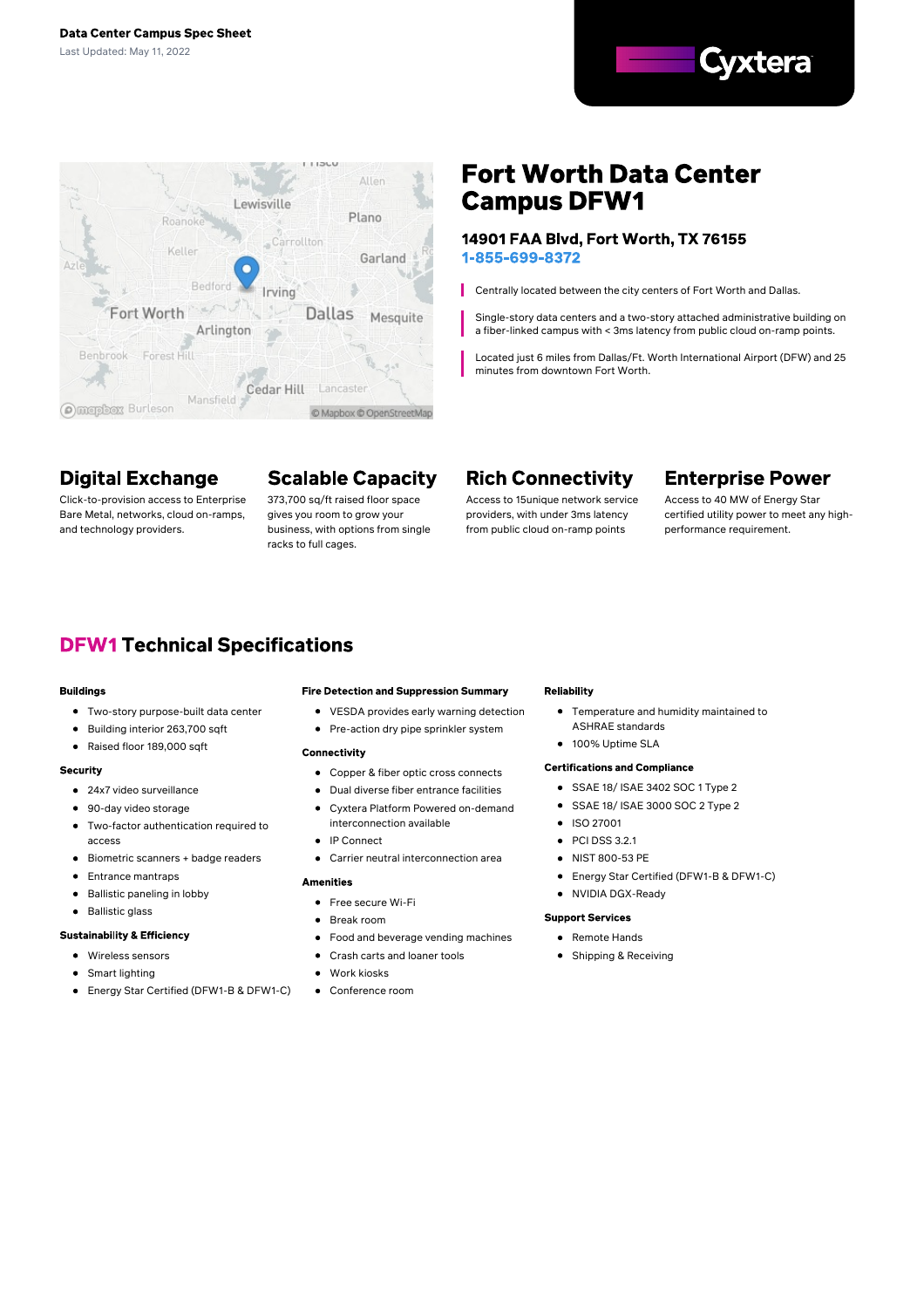**Data Center Campus Spec Sheet**

Last Updated: May 11, 2022

Cyxtera

# Fort Worth Data Center Campus DFW1

### 14901 FAA Blvd, Fort Worth, TX 76155

1-855-699-8372

- Centrally located between the city centers of Fort Worth and Dallas.
- Single-story data centers and a two-story attached administrative building on a fiber-linked campus with < 3ms latency from public cloud on-ramp points.
- Located just 6 miles from Dallas/Ft. Worth International Airport (DFW) and 25 minutes from downtown Fort Worth.

## Digital Exchange

Click-to-provision access to Enterprise Bare Metal, networks, cloud on-ramps, and technology providers.

## Scalable Capacity

373,700 sq/ft raised floor space gives you room to grow your business, with options from single racks to full cages.

## Rich Connectivity

Access to 15unique network service providers, with under 3ms latency from public cloud on-ramp points

## Enterprise Power

Access to 40 MW of Energy Star certified utility power to meet any high-performance requirement.

## DFW1 Technical Specifications

**Buildings**

- Two-story purpose-built data center
- Building interior 263,700 sqft
- Raised floor 189,000 sqft

**Security**

- 24x7 video surveillance
- 90-day video storage
- Two-factor authentication required to access
- Biometric scanners + badge readers
- Entrance mantraps
- Ballistic paneling in lobby
- Ballistic glass

**Sustainability & Efficiency**

- Wireless sensors
- Smart lighting
- Energy Star Certified (DFW1-B & DFW1-C)

**Fire Detection and Suppression Summary**

- VESDA provides early warning detection
- Pre-action dry pipe sprinkler system

**Connectivity**

- Copper & fiber optic cross connects
- Dual diverse fiber entrance facilities
- Cyxtera Platform Powered on-demand interconnection available
- IP Connect
- Carrier neutral interconnection area

**Amenities**

- Free secure Wi-Fi
- Break room
- Food and beverage vending machines
- Crash carts and loaner tools
- Work kiosks
- Conference room

**Reliability**

- Temperature and humidity maintained to ASHRAE standards
- 100% Uptime SLA

**Certifications and Compliance**

- SSAE 18/ ISAE 3402 SOC 1 Type 2
- SSAE 18/ ISAE 3000 SOC 2 Type 2
- ISO 27001
- PCI DSS 3.2.1
- NIST 800-53 PE
- Energy Star Certified (DFW1-B & DFW1-C)
- NVIDIA DGX-Ready

**Support Services**

- Remote Hands
- Shipping & Receiving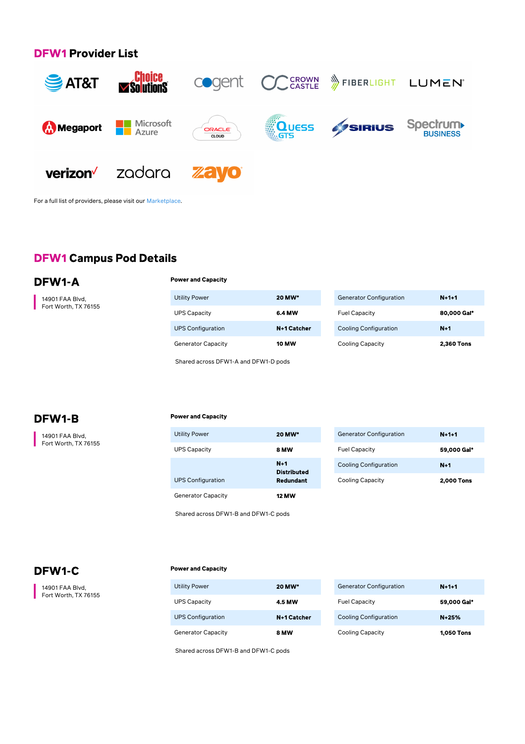## **DFW1** Provider List

AT&T

Choice Solutions

cogent

Crown Castle

FiberLight

Lumen

Megaport

Microsoft Azure

Oracle Cloud

Quess GTS

Sirius

Spectrum Business

verizon

zadara

zayo

For a full list of providers, please visit our Marketplace.

## **DFW1** Campus Pod Details

### DFW1-A

14901 FAA Blvd,
Fort Worth, TX 76155

**Power and Capacity**

| | | | |
|---|---|---|---|
| Utility Power | **20 MW*** | Generator Configuration | **N+1+1** |
| UPS Capacity | **6.4 MW** | Fuel Capacity | **80,000 Gal*** |
| UPS Configuration | **N+1 Catcher** | Cooling Configuration | **N+1** |
| Generator Capacity | **10 MW** | Cooling Capacity | **2,360 Tons** |

Shared across DFW1-A and DFW1-D pods

### DFW1-B

14901 FAA Blvd,
Fort Worth, TX 76155

**Power and Capacity**

| | | | |
|---|---|---|---|
| Utility Power | **20 MW*** | Generator Configuration | **N+1+1** |
| UPS Capacity | **8 MW** | Fuel Capacity | **59,000 Gal*** |
| UPS Configuration | **N+1 Distributed Redundant** | Cooling Configuration | **N+1** |
| Generator Capacity | **12 MW** | Cooling Capacity | **2,000 Tons** |

Shared across DFW1-B and DFW1-C pods

### DFW1-C

14901 FAA Blvd,
Fort Worth, TX 76155

**Power and Capacity**

| | | | |
|---|---|---|---|
| Utility Power | **20 MW*** | Generator Configuration | **N+1+1** |
| UPS Capacity | **4.5 MW** | Fuel Capacity | **59,000 Gal*** |
| UPS Configuration | **N+1 Catcher** | Cooling Configuration | **N+25%** |
| Generator Capacity | **8 MW** | Cooling Capacity | **1,050 Tons** |

Shared across DFW1-B and DFW1-C pods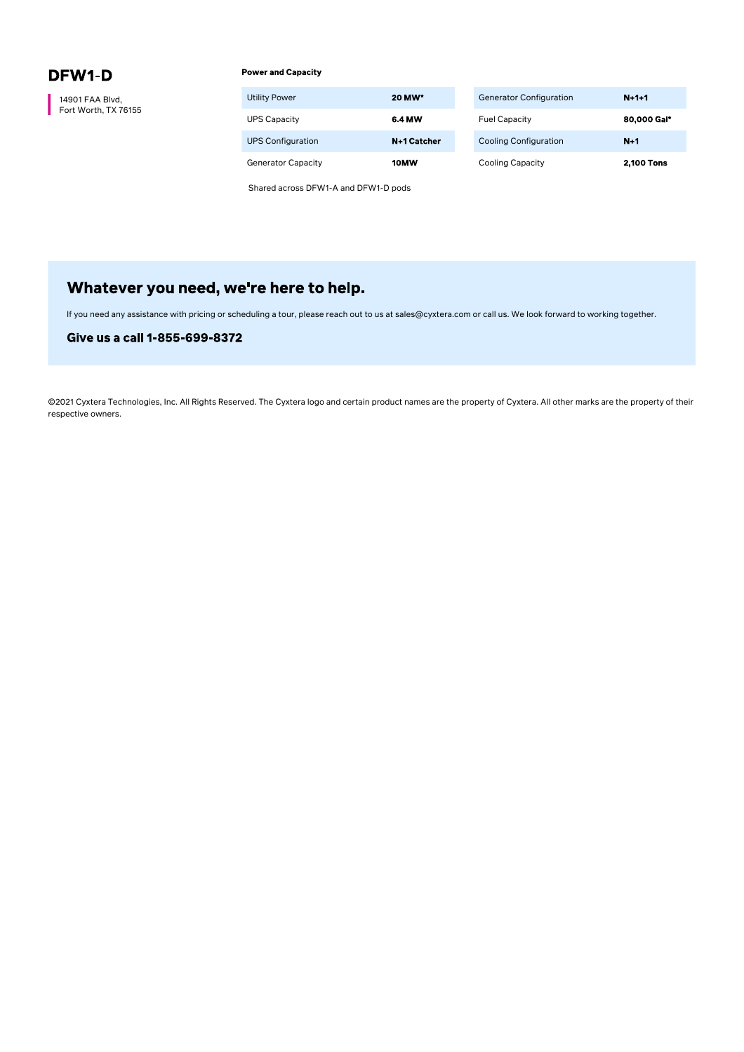## DFW1-D

14901 FAA Blvd,
Fort Worth, TX 76155

**Power and Capacity**

| | | | |
|---|---|---|---|
| Utility Power | **20 MW*** | Generator Configuration | **N+1+1** |
| UPS Capacity | **6.4 MW** | Fuel Capacity | **80,000 Gal*** |
| UPS Configuration | **N+1 Catcher** | Cooling Configuration | **N+1** |
| Generator Capacity | **10MW** | Cooling Capacity | **2,100 Tons** |

Shared across DFW1-A and DFW1-D pods

## Whatever you need, we're here to help.

If you need any assistance with pricing or scheduling a tour, please reach out to us at sales@cyxtera.com or call us. We look forward to working together.

**Give us a call 1-855-699-8372**

©2021 Cyxtera Technologies, Inc. All Rights Reserved. The Cyxtera logo and certain product names are the property of Cyxtera. All other marks are the property of their respective owners.